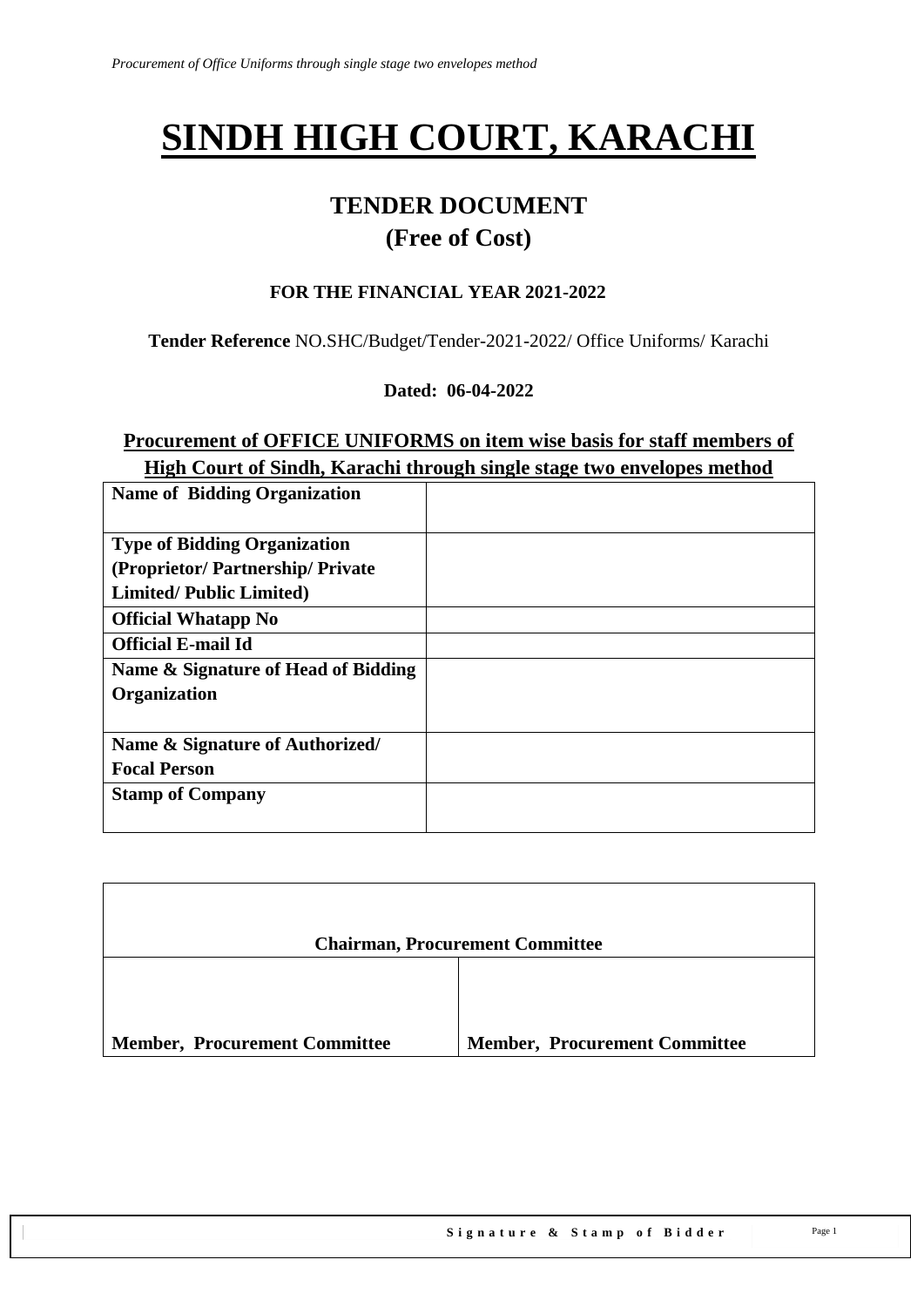# SINDH HIGH COURT, KARACHI

## TENDER DOCUMENT
## (Free of Cost)

### FOR THE FINANCIAL YEAR 2021-2022

**Tender Reference** NO.SHC/Budget/Tender-2021-2022/ Office Uniforms/ Karachi

**Dated: 06-04-2022**

**Procurement of OFFICE UNIFORMS on item wise basis for staff members of High Court of Sindh, Karachi through single stage two envelopes method**

| **Name of Bidding Organization** | |
|---|---|
| **Type of Bidding Organization (Proprietor/ Partnership/ Private Limited/ Public Limited)** | |
| **Official Whatapp No** | |
| **Official E-mail Id** | |
| **Name & Signature of Head of Bidding Organization** | |
| **Name & Signature of Authorized/ Focal Person** | |
| **Stamp of Company** | |

| **Chairman, Procurement Committee** | |
|---|---|
| **Member, Procurement Committee** | **Member, Procurement Committee** |

**Signature & Stamp of Bidder**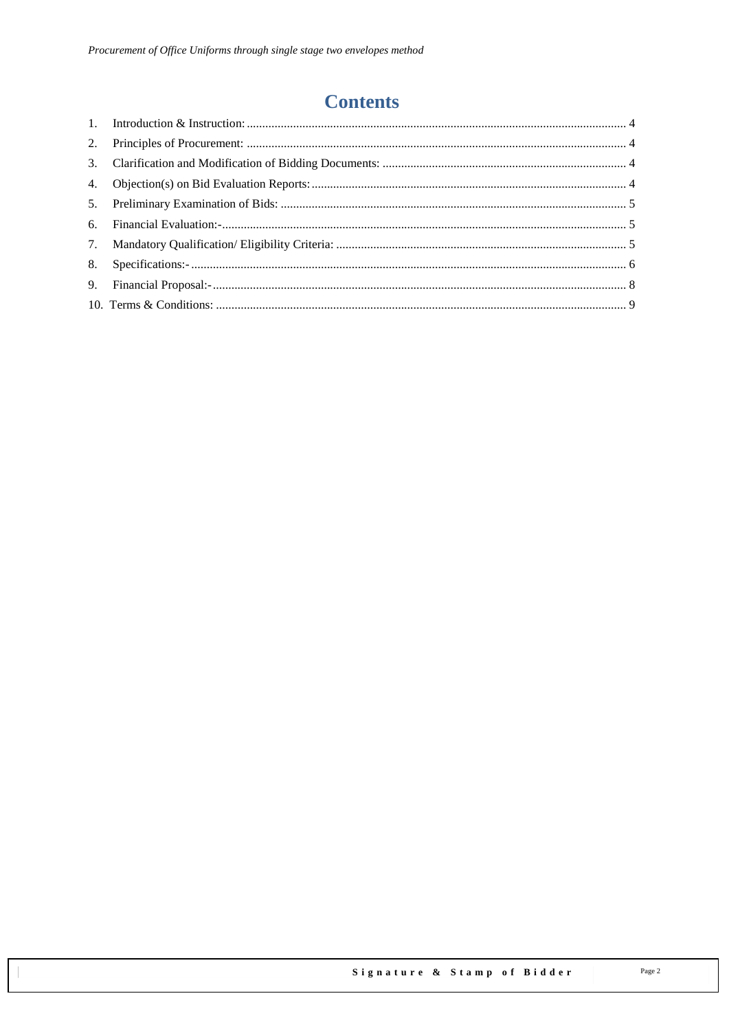# Contents

1. Introduction & Instruction: 4
2. Principles of Procurement: 4
3. Clarification and Modification of Bidding Documents: 4
4. Objection(s) on Bid Evaluation Reports: 4
5. Preliminary Examination of Bids: 5
6. Financial Evaluation:- 5
7. Mandatory Qualification/ Eligibility Criteria: 5
8. Specifications:- 6
9. Financial Proposal:- 8
10. Terms & Conditions: 9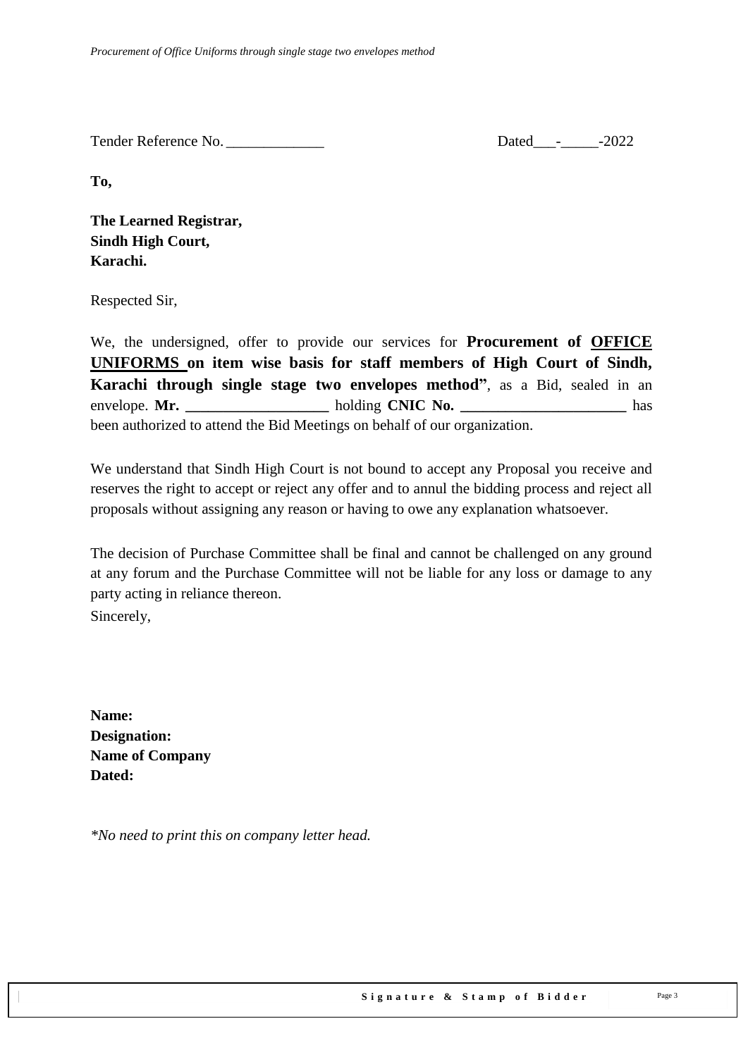Tender Reference No. _____________ Dated___-_____-2022

**To,**

**The Learned Registrar,**
**Sindh High Court,**
**Karachi.**

Respected Sir,

We, the undersigned, offer to provide our services for **Procurement of OFFICE UNIFORMS on item wise basis for staff members of High Court of Sindh, Karachi through single stage two envelopes method"**, as a Bid, sealed in an envelope. **Mr. ___________________** holding **CNIC No. ______________________** has been authorized to attend the Bid Meetings on behalf of our organization.

We understand that Sindh High Court is not bound to accept any Proposal you receive and reserves the right to accept or reject any offer and to annul the bidding process and reject all proposals without assigning any reason or having to owe any explanation whatsoever.

The decision of Purchase Committee shall be final and cannot be challenged on any ground at any forum and the Purchase Committee will not be liable for any loss or damage to any party acting in reliance thereon.

Sincerely,

**Name:**
**Designation:**
**Name of Company**
**Dated:**

*\*No need to print this on company letter head.*

**Signature & Stamp of Bidder**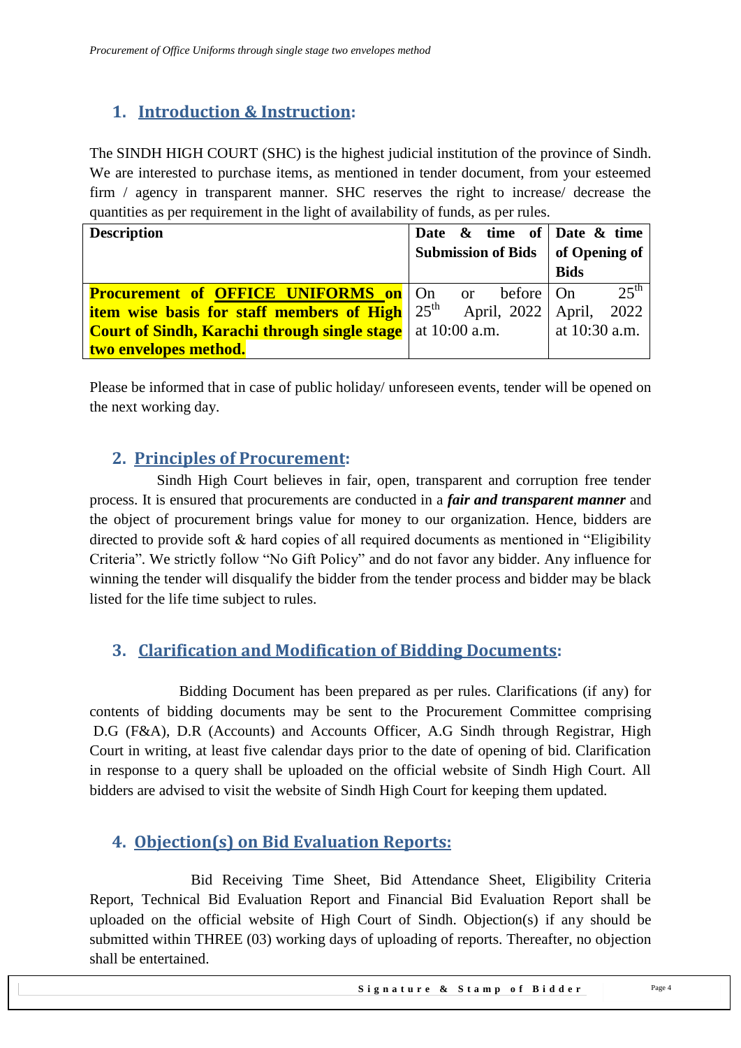## 1. Introduction & Instruction:

The SINDH HIGH COURT (SHC) is the highest judicial institution of the province of Sindh. We are interested to purchase items, as mentioned in tender document, from your esteemed firm / agency in transparent manner. SHC reserves the right to increase/ decrease the quantities as per requirement in the light of availability of funds, as per rules.

| Description | Date & time of Submission of Bids | Date & time of Opening of Bids |
|---|---|---|
| **Procurement of OFFICE UNIFORMS on item wise basis for staff members of High Court of Sindh, Karachi through single stage two envelopes method.** | On or before 25th April, 2022 at 10:00 a.m. | On 25th April, 2022 at 10:30 a.m. |

Please be informed that in case of public holiday/ unforeseen events, tender will be opened on the next working day.

## 2. Principles of Procurement:

Sindh High Court believes in fair, open, transparent and corruption free tender process. It is ensured that procurements are conducted in a ***fair and transparent manner*** and the object of procurement brings value for money to our organization. Hence, bidders are directed to provide soft & hard copies of all required documents as mentioned in "Eligibility Criteria". We strictly follow "No Gift Policy" and do not favor any bidder. Any influence for winning the tender will disqualify the bidder from the tender process and bidder may be black listed for the life time subject to rules.

## 3. Clarification and Modification of Bidding Documents:

Bidding Document has been prepared as per rules. Clarifications (if any) for contents of bidding documents may be sent to the Procurement Committee comprising D.G (F&A), D.R (Accounts) and Accounts Officer, A.G Sindh through Registrar, High Court in writing, at least five calendar days prior to the date of opening of bid. Clarification in response to a query shall be uploaded on the official website of Sindh High Court. All bidders are advised to visit the website of Sindh High Court for keeping them updated.

## 4. Objection(s) on Bid Evaluation Reports:

Bid Receiving Time Sheet, Bid Attendance Sheet, Eligibility Criteria Report, Technical Bid Evaluation Report and Financial Bid Evaluation Report shall be uploaded on the official website of High Court of Sindh. Objection(s) if any should be submitted within THREE (03) working days of uploading of reports. Thereafter, no objection shall be entertained.

**Signature & Stamp of Bidder**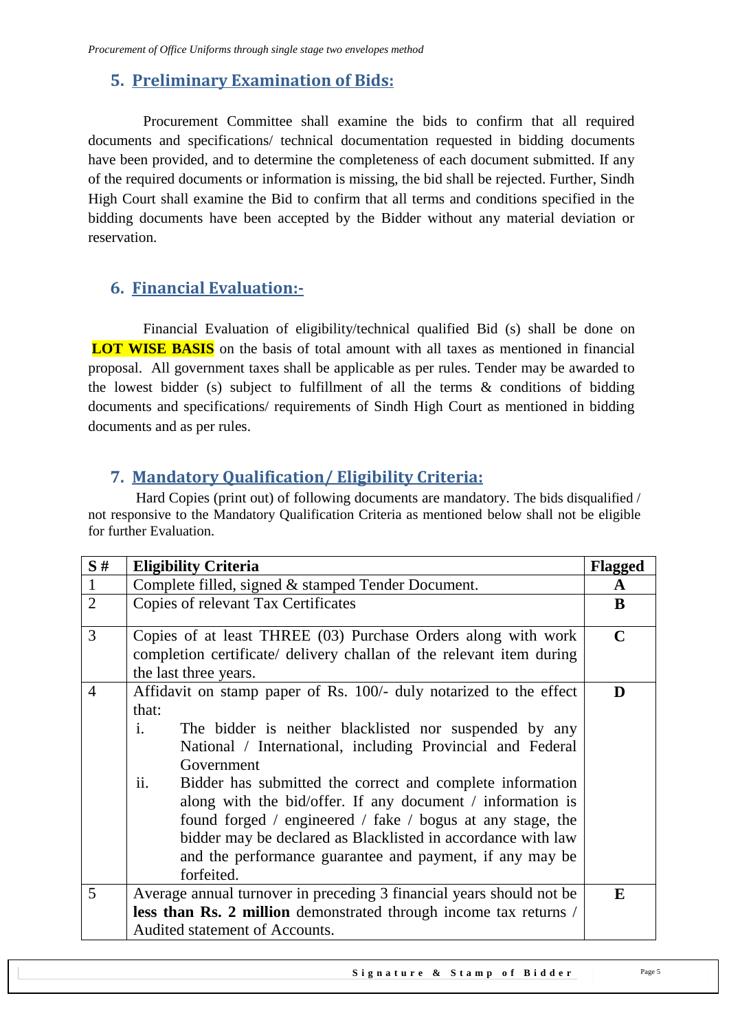## 5. Preliminary Examination of Bids:

Procurement Committee shall examine the bids to confirm that all required documents and specifications/ technical documentation requested in bidding documents have been provided, and to determine the completeness of each document submitted. If any of the required documents or information is missing, the bid shall be rejected. Further, Sindh High Court shall examine the Bid to confirm that all terms and conditions specified in the bidding documents have been accepted by the Bidder without any material deviation or reservation.

## 6. Financial Evaluation:-

Financial Evaluation of eligibility/technical qualified Bid (s) shall be done on **LOT WISE BASIS** on the basis of total amount with all taxes as mentioned in financial proposal. All government taxes shall be applicable as per rules. Tender may be awarded to the lowest bidder (s) subject to fulfillment of all the terms & conditions of bidding documents and specifications/ requirements of Sindh High Court as mentioned in bidding documents and as per rules.

## 7. Mandatory Qualification / Eligibility Criteria:

Hard Copies (print out) of following documents are mandatory. The bids disqualified / not responsive to the Mandatory Qualification Criteria as mentioned below shall not be eligible for further Evaluation.

| S # | Eligibility Criteria | Flagged |
|---|---|---|
| 1 | Complete filled, signed & stamped Tender Document. | **A** |
| 2 | Copies of relevant Tax Certificates | **B** |
| 3 | Copies of at least THREE (03) Purchase Orders along with work completion certificate/ delivery challan of the relevant item during the last three years. | **C** |
| 4 | Affidavit on stamp paper of Rs. 100/- duly notarized to the effect that:<br>i. The bidder is neither blacklisted nor suspended by any National / International, including Provincial and Federal Government<br>ii. Bidder has submitted the correct and complete information along with the bid/offer. If any document / information is found forged / engineered / fake / bogus at any stage, the bidder may be declared as Blacklisted in accordance with law and the performance guarantee and payment, if any may be forfeited. | **D** |
| 5 | Average annual turnover in preceding 3 financial years should not be **less than Rs. 2 million** demonstrated through income tax returns / Audited statement of Accounts. | **E** |

**Signature & Stamp of Bidder**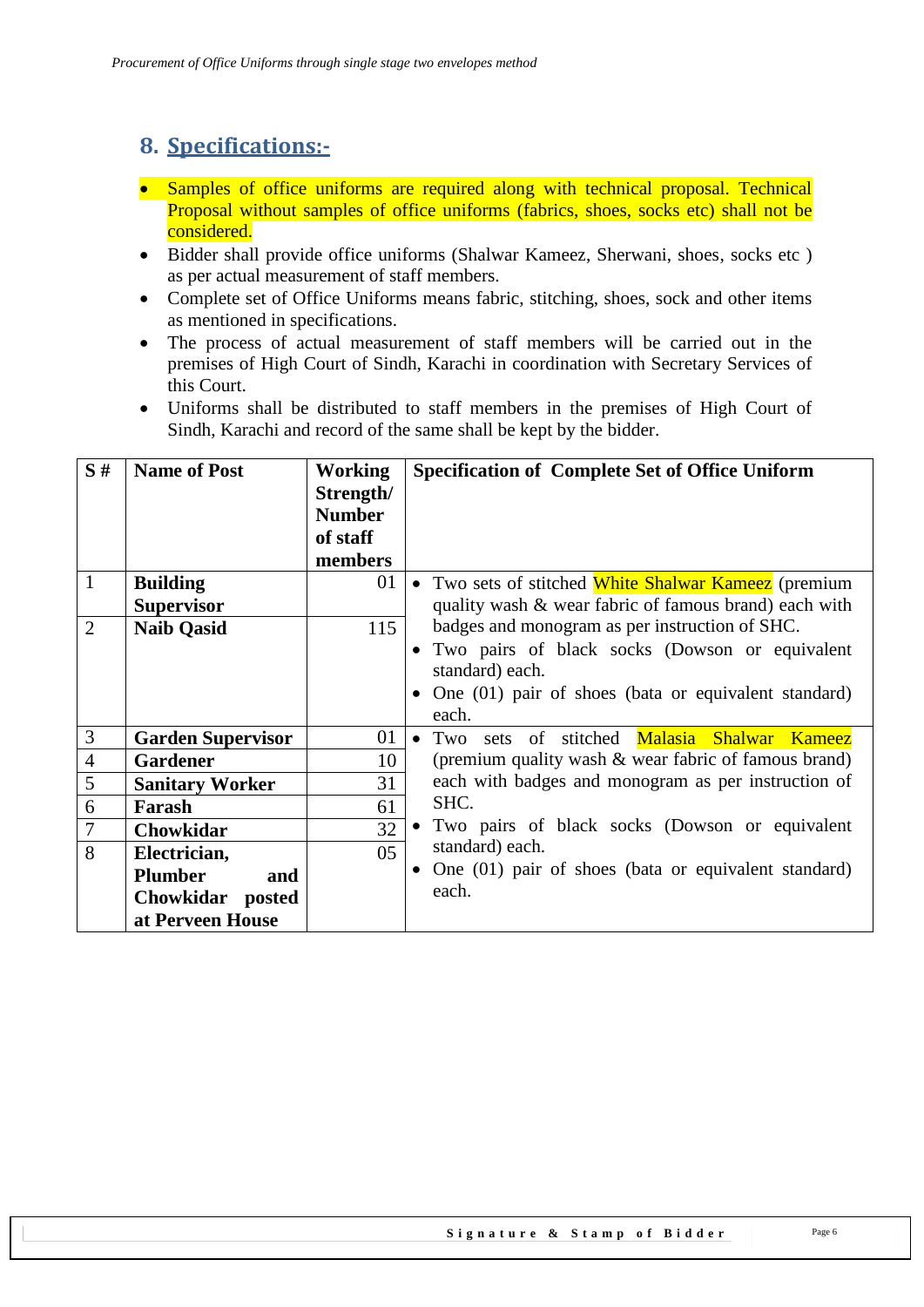## 8. Specifications:-

- Samples of office uniforms are required along with technical proposal. Technical Proposal without samples of office uniforms (fabrics, shoes, socks etc) shall not be considered.
- Bidder shall provide office uniforms (Shalwar Kameez, Sherwani, shoes, socks etc ) as per actual measurement of staff members.
- Complete set of Office Uniforms means fabric, stitching, shoes, sock and other items as mentioned in specifications.
- The process of actual measurement of staff members will be carried out in the premises of High Court of Sindh, Karachi in coordination with Secretary Services of this Court.
- Uniforms shall be distributed to staff members in the premises of High Court of Sindh, Karachi and record of the same shall be kept by the bidder.

| S # | Name of Post | Working Strength/ Number of staff members | Specification of Complete Set of Office Uniform |
|---|---|---|---|
| 1 | **Building Supervisor** | 01 | • Two sets of stitched White Shalwar Kameez (premium quality wash & wear fabric of famous brand) each with badges and monogram as per instruction of SHC.<br>• Two pairs of black socks (Dowson or equivalent standard) each.<br>• One (01) pair of shoes (bata or equivalent standard) each. |
| 2 | **Naib Qasid** | 115 | |
| 3 | **Garden Supervisor** | 01 | • Two sets of stitched Malasia Shalwar Kameez (premium quality wash & wear fabric of famous brand) each with badges and monogram as per instruction of SHC.<br>• Two pairs of black socks (Dowson or equivalent standard) each.<br>• One (01) pair of shoes (bata or equivalent standard) each. |
| 4 | **Gardener** | 10 | |
| 5 | **Sanitary Worker** | 31 | |
| 6 | **Farash** | 61 | |
| 7 | **Chowkidar** | 32 | |
| 8 | **Electrician, Plumber and Chowkidar posted at Perveen House** | 05 | |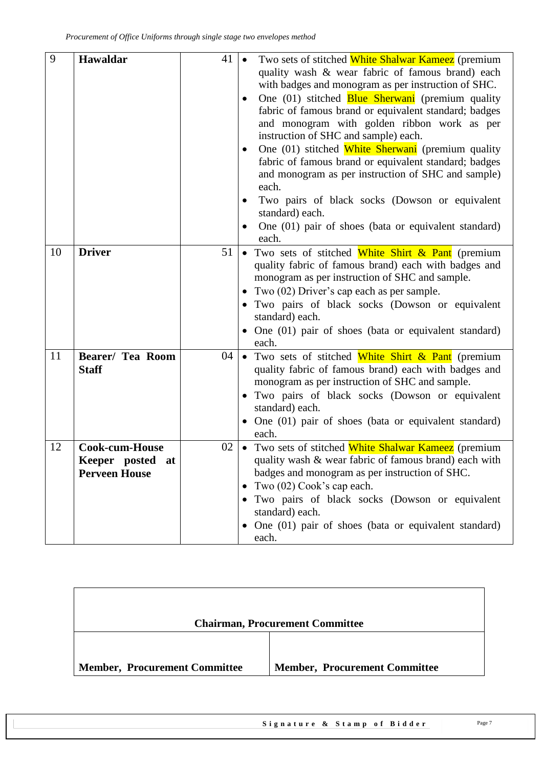| 9 | **Hawaldar** | 41 | • Two sets of stitched White Shalwar Kameez (premium quality wash & wear fabric of famous brand) each with badges and monogram as per instruction of SHC.<br>• One (01) stitched Blue Sherwani (premium quality fabric of famous brand or equivalent standard; badges and monogram with golden ribbon work as per instruction of SHC and sample) each.<br>• One (01) stitched White Sherwani (premium quality fabric of famous brand or equivalent standard; badges and monogram as per instruction of SHC and sample) each.<br>• Two pairs of black socks (Dowson or equivalent standard) each.<br>• One (01) pair of shoes (bata or equivalent standard) each. |
|---|---|---|---|
| 10 | **Driver** | 51 | • Two sets of stitched White Shirt & Pant (premium quality fabric of famous brand) each with badges and monogram as per instruction of SHC and sample.<br>• Two (02) Driver's cap each as per sample.<br>• Two pairs of black socks (Dowson or equivalent standard) each.<br>• One (01) pair of shoes (bata or equivalent standard) each. |
| 11 | **Bearer/ Tea Room Staff** | 04 | • Two sets of stitched White Shirt & Pant (premium quality fabric of famous brand) each with badges and monogram as per instruction of SHC and sample.<br>• Two pairs of black socks (Dowson or equivalent standard) each.<br>• One (01) pair of shoes (bata or equivalent standard) each. |
| 12 | **Cook-cum-House Keeper posted at Perveen House** | 02 | • Two sets of stitched White Shalwar Kameez (premium quality wash & wear fabric of famous brand) each with badges and monogram as per instruction of SHC.<br>• Two (02) Cook's cap each.<br>• Two pairs of black socks (Dowson or equivalent standard) each.<br>• One (01) pair of shoes (bata or equivalent standard) each. |

| **Chairman, Procurement Committee** | |
|---|---|
| **Member, Procurement Committee** | **Member, Procurement Committee** |

**Signature & Stamp of Bidder**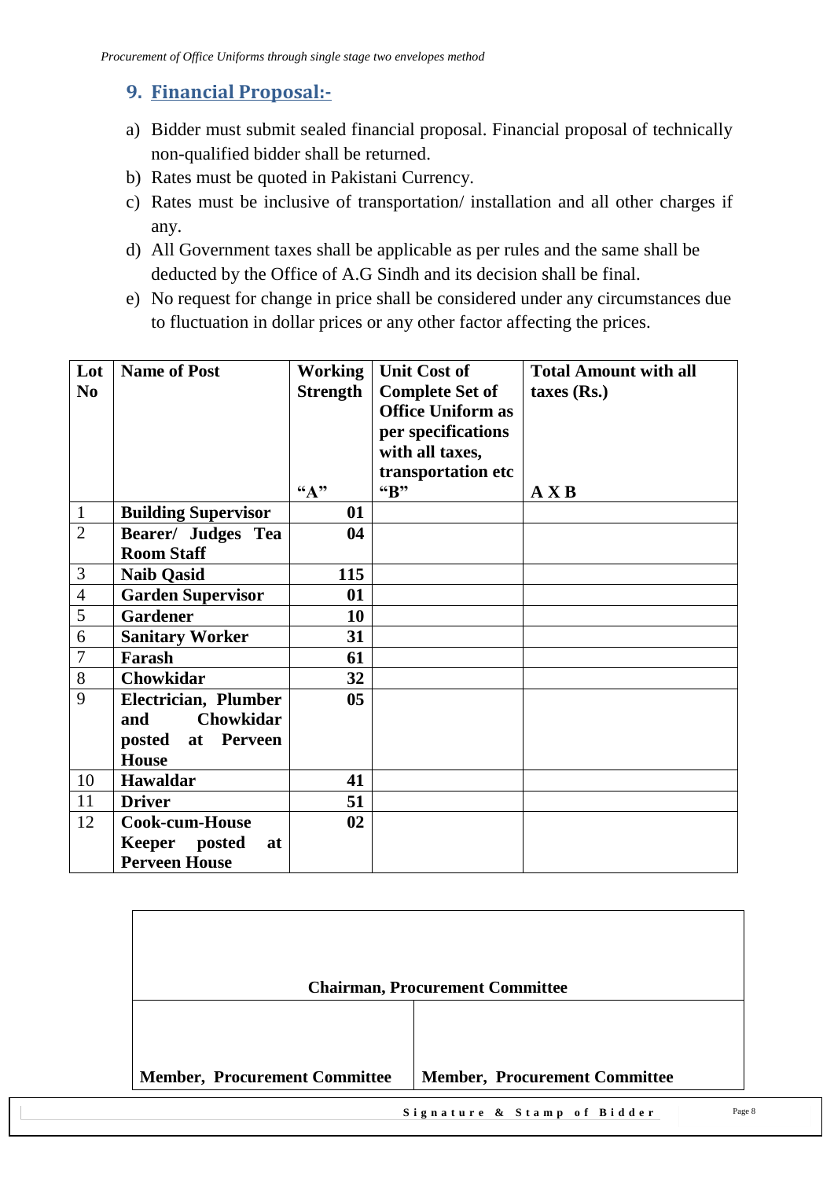## 9. Financial Proposal:-

a) Bidder must submit sealed financial proposal. Financial proposal of technically non-qualified bidder shall be returned.

b) Rates must be quoted in Pakistani Currency.

c) Rates must be inclusive of transportation/ installation and all other charges if any.

d) All Government taxes shall be applicable as per rules and the same shall be deducted by the Office of A.G Sindh and its decision shall be final.

e) No request for change in price shall be considered under any circumstances due to fluctuation in dollar prices or any other factor affecting the prices.

| Lot No | Name of Post | Working Strength "A" | Unit Cost of Complete Set of Office Uniform as per specifications with all taxes, transportation etc "B" | Total Amount with all taxes (Rs.) A X B |
|---|---|---|---|---|
| 1 | **Building Supervisor** | **01** | | |
| 2 | **Bearer/ Judges Tea Room Staff** | **04** | | |
| 3 | **Naib Qasid** | **115** | | |
| 4 | **Garden Supervisor** | **01** | | |
| 5 | **Gardener** | **10** | | |
| 6 | **Sanitary Worker** | **31** | | |
| 7 | **Farash** | **61** | | |
| 8 | **Chowkidar** | **32** | | |
| 9 | **Electrician, Plumber and Chowkidar posted at Perveen House** | **05** | | |
| 10 | **Hawaldar** | **41** | | |
| 11 | **Driver** | **51** | | |
| 12 | **Cook-cum-House Keeper posted at Perveen House** | **02** | | |

| **Chairman, Procurement Committee** | |
|---|---|
| **Member, Procurement Committee** | **Member, Procurement Committee** |

**Signature & Stamp of Bidder**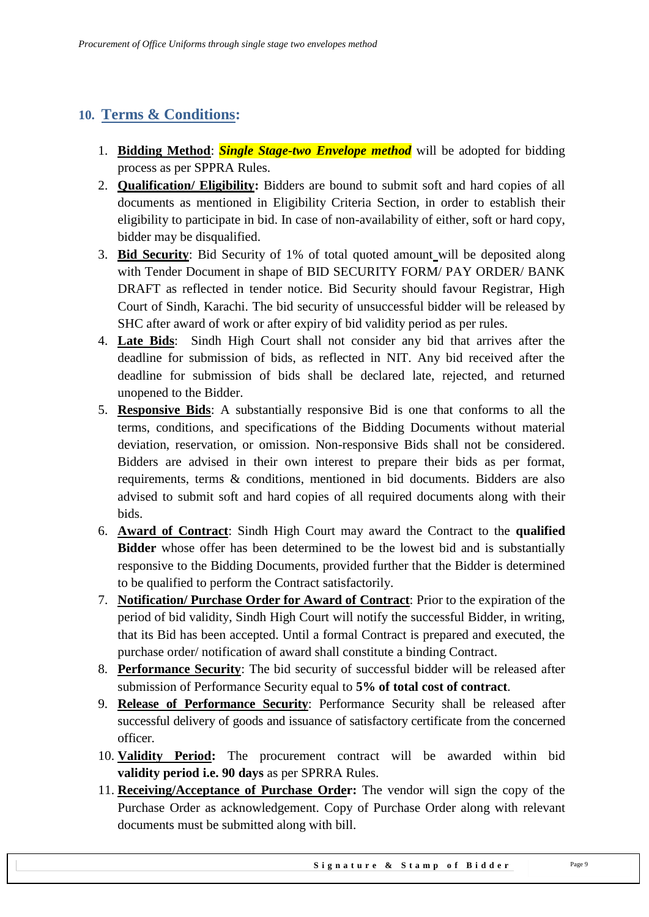## 10. Terms & Conditions:

1. **Bidding Method**: ***Single Stage-two Envelope method*** will be adopted for bidding process as per SPPRA Rules.
2. **Qualification/ Eligibility:** Bidders are bound to submit soft and hard copies of all documents as mentioned in Eligibility Criteria Section, in order to establish their eligibility to participate in bid. In case of non-availability of either, soft or hard copy, bidder may be disqualified.
3. **Bid Security**: Bid Security of 1% of total quoted amount will be deposited along with Tender Document in shape of BID SECURITY FORM/ PAY ORDER/ BANK DRAFT as reflected in tender notice. Bid Security should favour Registrar, High Court of Sindh, Karachi. The bid security of unsuccessful bidder will be released by SHC after award of work or after expiry of bid validity period as per rules.
4. **Late Bids**: Sindh High Court shall not consider any bid that arrives after the deadline for submission of bids, as reflected in NIT. Any bid received after the deadline for submission of bids shall be declared late, rejected, and returned unopened to the Bidder.
5. **Responsive Bids**: A substantially responsive Bid is one that conforms to all the terms, conditions, and specifications of the Bidding Documents without material deviation, reservation, or omission. Non-responsive Bids shall not be considered. Bidders are advised in their own interest to prepare their bids as per format, requirements, terms & conditions, mentioned in bid documents. Bidders are also advised to submit soft and hard copies of all required documents along with their bids.
6. **Award of Contract**: Sindh High Court may award the Contract to the **qualified Bidder** whose offer has been determined to be the lowest bid and is substantially responsive to the Bidding Documents, provided further that the Bidder is determined to be qualified to perform the Contract satisfactorily.
7. **Notification/ Purchase Order for Award of Contract**: Prior to the expiration of the period of bid validity, Sindh High Court will notify the successful Bidder, in writing, that its Bid has been accepted. Until a formal Contract is prepared and executed, the purchase order/ notification of award shall constitute a binding Contract.
8. **Performance Security**: The bid security of successful bidder will be released after submission of Performance Security equal to **5% of total cost of contract**.
9. **Release of Performance Security**: Performance Security shall be released after successful delivery of goods and issuance of satisfactory certificate from the concerned officer.
10. **Validity Period:** The procurement contract will be awarded within bid **validity period i.e. 90 days** as per SPRRA Rules.
11. **Receiving/Acceptance of Purchase Order:** The vendor will sign the copy of the Purchase Order as acknowledgement. Copy of Purchase Order along with relevant documents must be submitted along with bill.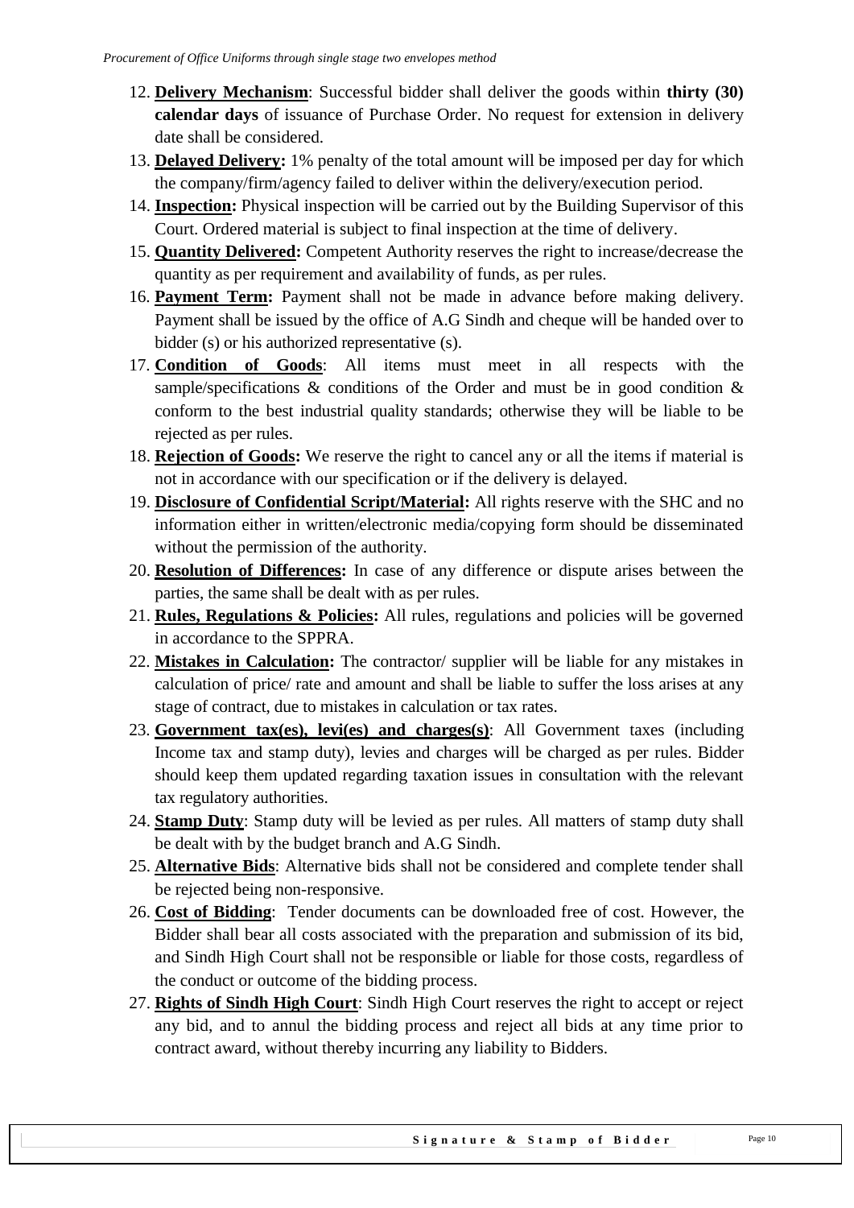12. **Delivery Mechanism**: Successful bidder shall deliver the goods within **thirty (30) calendar days** of issuance of Purchase Order. No request for extension in delivery date shall be considered.
13. **Delayed Delivery:** 1% penalty of the total amount will be imposed per day for which the company/firm/agency failed to deliver within the delivery/execution period.
14. **Inspection:** Physical inspection will be carried out by the Building Supervisor of this Court. Ordered material is subject to final inspection at the time of delivery.
15. **Quantity Delivered:** Competent Authority reserves the right to increase/decrease the quantity as per requirement and availability of funds, as per rules.
16. **Payment Term:** Payment shall not be made in advance before making delivery. Payment shall be issued by the office of A.G Sindh and cheque will be handed over to bidder (s) or his authorized representative (s).
17. **Condition of Goods**: All items must meet in all respects with the sample/specifications & conditions of the Order and must be in good condition & conform to the best industrial quality standards; otherwise they will be liable to be rejected as per rules.
18. **Rejection of Goods:** We reserve the right to cancel any or all the items if material is not in accordance with our specification or if the delivery is delayed.
19. **Disclosure of Confidential Script/Material:** All rights reserve with the SHC and no information either in written/electronic media/copying form should be disseminated without the permission of the authority.
20. **Resolution of Differences:** In case of any difference or dispute arises between the parties, the same shall be dealt with as per rules.
21. **Rules, Regulations & Policies:** All rules, regulations and policies will be governed in accordance to the SPPRA.
22. **Mistakes in Calculation:** The contractor/ supplier will be liable for any mistakes in calculation of price/ rate and amount and shall be liable to suffer the loss arises at any stage of contract, due to mistakes in calculation or tax rates.
23. **Government tax(es), levi(es) and charges(s)**: All Government taxes (including Income tax and stamp duty), levies and charges will be charged as per rules. Bidder should keep them updated regarding taxation issues in consultation with the relevant tax regulatory authorities.
24. **Stamp Duty**: Stamp duty will be levied as per rules. All matters of stamp duty shall be dealt with by the budget branch and A.G Sindh.
25. **Alternative Bids**: Alternative bids shall not be considered and complete tender shall be rejected being non-responsive.
26. **Cost of Bidding**: Tender documents can be downloaded free of cost. However, the Bidder shall bear all costs associated with the preparation and submission of its bid, and Sindh High Court shall not be responsible or liable for those costs, regardless of the conduct or outcome of the bidding process.
27. **Rights of Sindh High Court**: Sindh High Court reserves the right to accept or reject any bid, and to annul the bidding process and reject all bids at any time prior to contract award, without thereby incurring any liability to Bidders.

**Signature & Stamp of Bidder**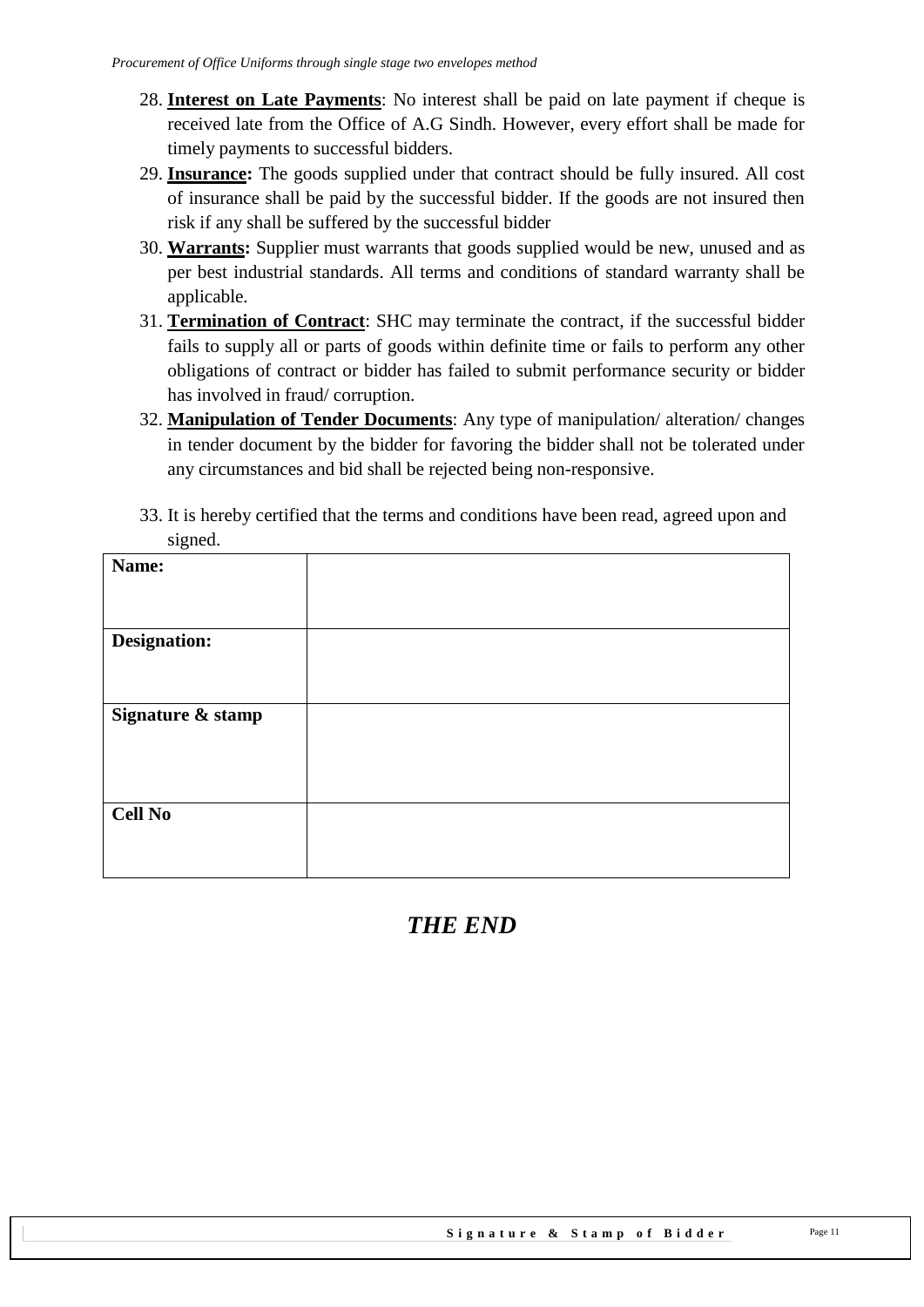28. **Interest on Late Payments**: No interest shall be paid on late payment if cheque is received late from the Office of A.G Sindh. However, every effort shall be made for timely payments to successful bidders.
29. **Insurance:** The goods supplied under that contract should be fully insured. All cost of insurance shall be paid by the successful bidder. If the goods are not insured then risk if any shall be suffered by the successful bidder
30. **Warrants:** Supplier must warrants that goods supplied would be new, unused and as per best industrial standards. All terms and conditions of standard warranty shall be applicable.
31. **Termination of Contract**: SHC may terminate the contract, if the successful bidder fails to supply all or parts of goods within definite time or fails to perform any other obligations of contract or bidder has failed to submit performance security or bidder has involved in fraud/ corruption.
32. **Manipulation of Tender Documents**: Any type of manipulation/ alteration/ changes in tender document by the bidder for favoring the bidder shall not be tolerated under any circumstances and bid shall be rejected being non-responsive.
33. It is hereby certified that the terms and conditions have been read, agreed upon and signed.

| | |
|---|---|
| **Name:** | |
| **Designation:** | |
| **Signature & stamp** | |
| **Cell No** | |

## *THE END*